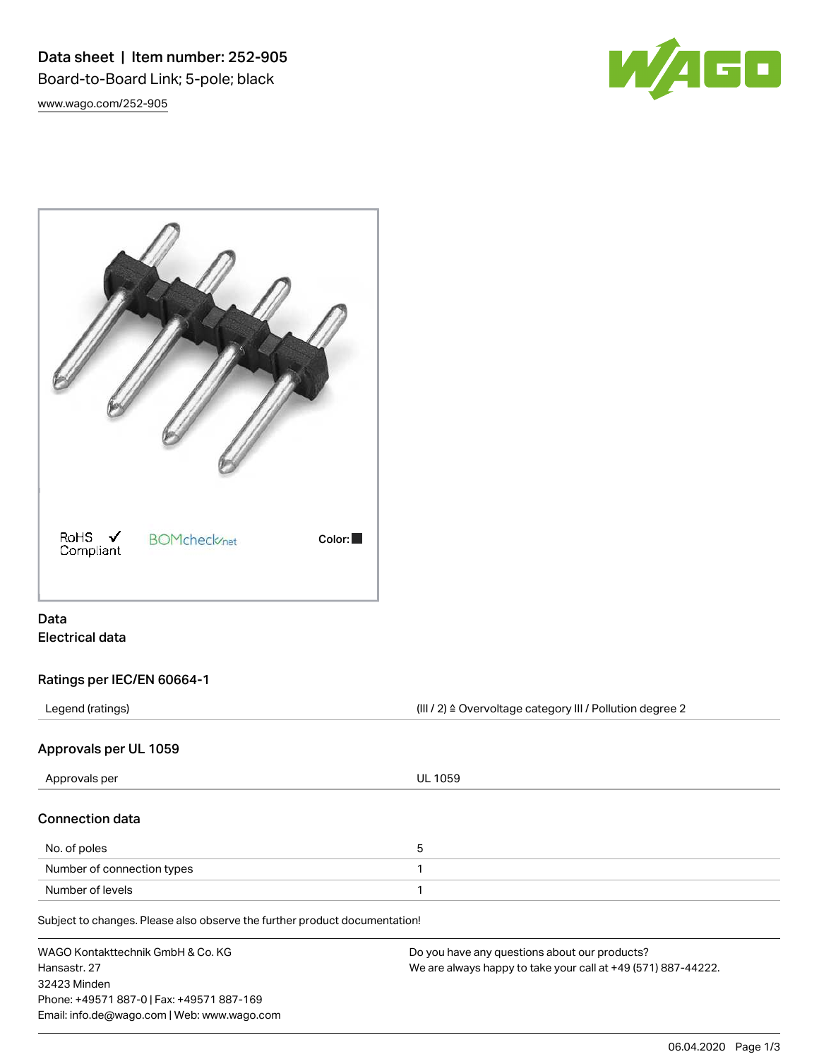# Data sheet | Item number: 252-905

Board-to-Board Link; 5-pole; black

www.wago.com/252-905

RoHS Compliant ✓ BOMcheck.net Color: ■

## Data

### Electrical data

#### Ratings per IEC/EN 60664-1

| | |
|---|---|
| Legend (ratings) | (III / 2) ≙ Overvoltage category III / Pollution degree 2 |

#### Approvals per UL 1059

| | |
|---|---|
| Approvals per | UL 1059 |

### Connection data

| | |
|---|---|
| No. of poles | 5 |
| Number of connection types | 1 |
| Number of levels | 1 |

Subject to changes. Please also observe the further product documentation!

WAGO Kontakttechnik GmbH & Co. KG
Hansastr. 27
32423 Minden
Phone: +49571 887-0 | Fax: +49571 887-169
Email: info.de@wago.com | Web: www.wago.com

Do you have any questions about our products?
We are always happy to take your call at +49 (571) 887-44222.

06.04.2020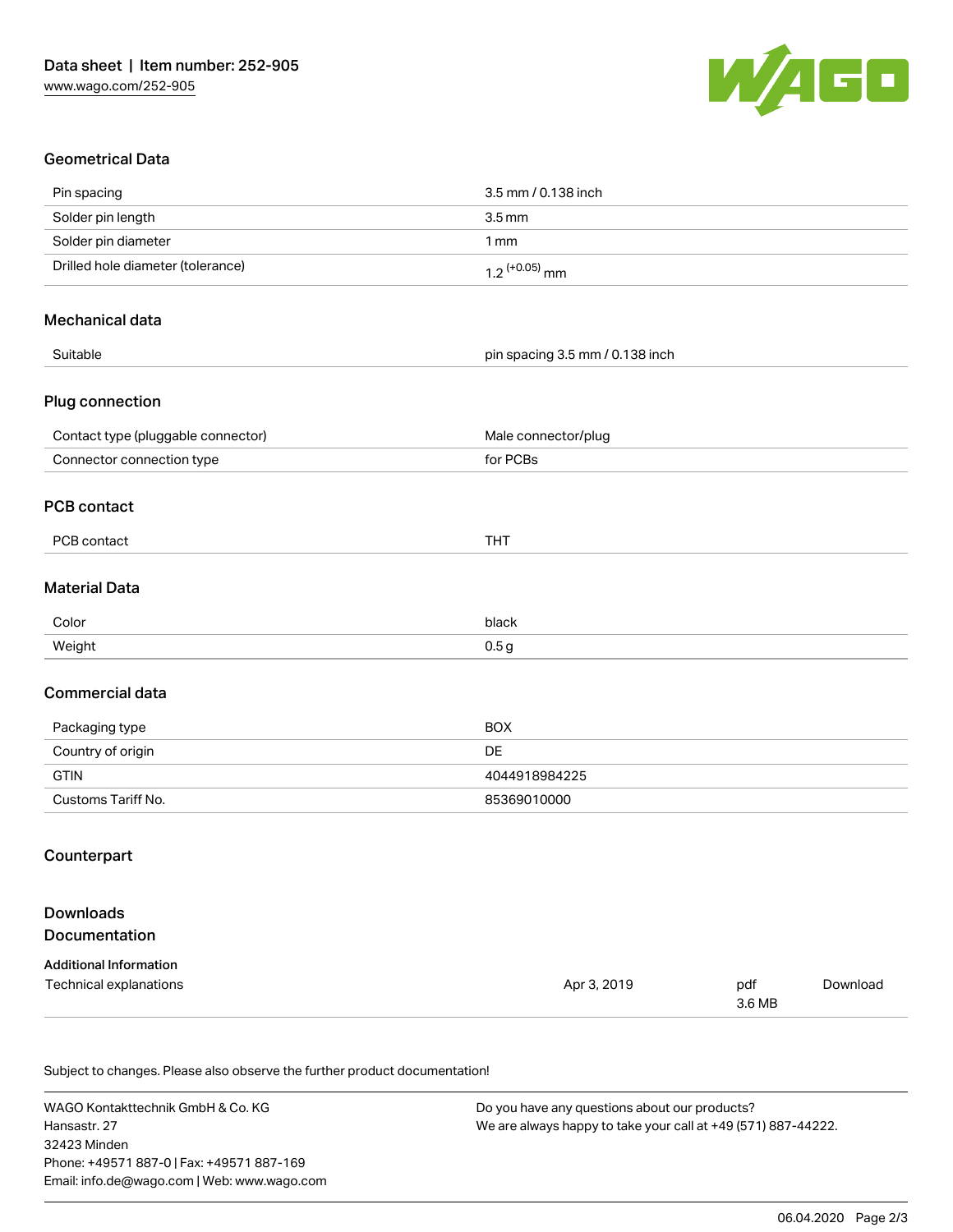## Geometrical Data

| | |
|---|---|
| Pin spacing | 3.5 mm / 0.138 inch |
| Solder pin length | 3.5 mm |
| Solder pin diameter | 1 mm |
| Drilled hole diameter (tolerance) | $1.2^{(+0.05)}$ mm |

## Mechanical data

| | |
|---|---|
| Suitable | pin spacing 3.5 mm / 0.138 inch |

## Plug connection

| | |
|---|---|
| Contact type (pluggable connector) | Male connector/plug |
| Connector connection type | for PCBs |

## PCB contact

| | |
|---|---|
| PCB contact | THT |

## Material Data

| | |
|---|---|
| Color | black |
| Weight | 0.5 g |

## Commercial data

| | |
|---|---|
| Packaging type | BOX |
| Country of origin | DE |
| GTIN | 4044918984225 |
| Customs Tariff No. | 85369010000 |

## Counterpart

## Downloads

## Documentation

**Additional Information**

| | | | |
|---|---|---|---|
| Technical explanations | Apr 3, 2019 | pdf 3.6 MB | Download |

Subject to changes. Please also observe the further product documentation!

WAGO Kontakttechnik GmbH & Co. KG
Hansastr. 27
32423 Minden
Phone: +49571 887-0 | Fax: +49571 887-169
Email: info.de@wago.com | Web: www.wago.com

Do you have any questions about our products?
We are always happy to take your call at +49 (571) 887-44222.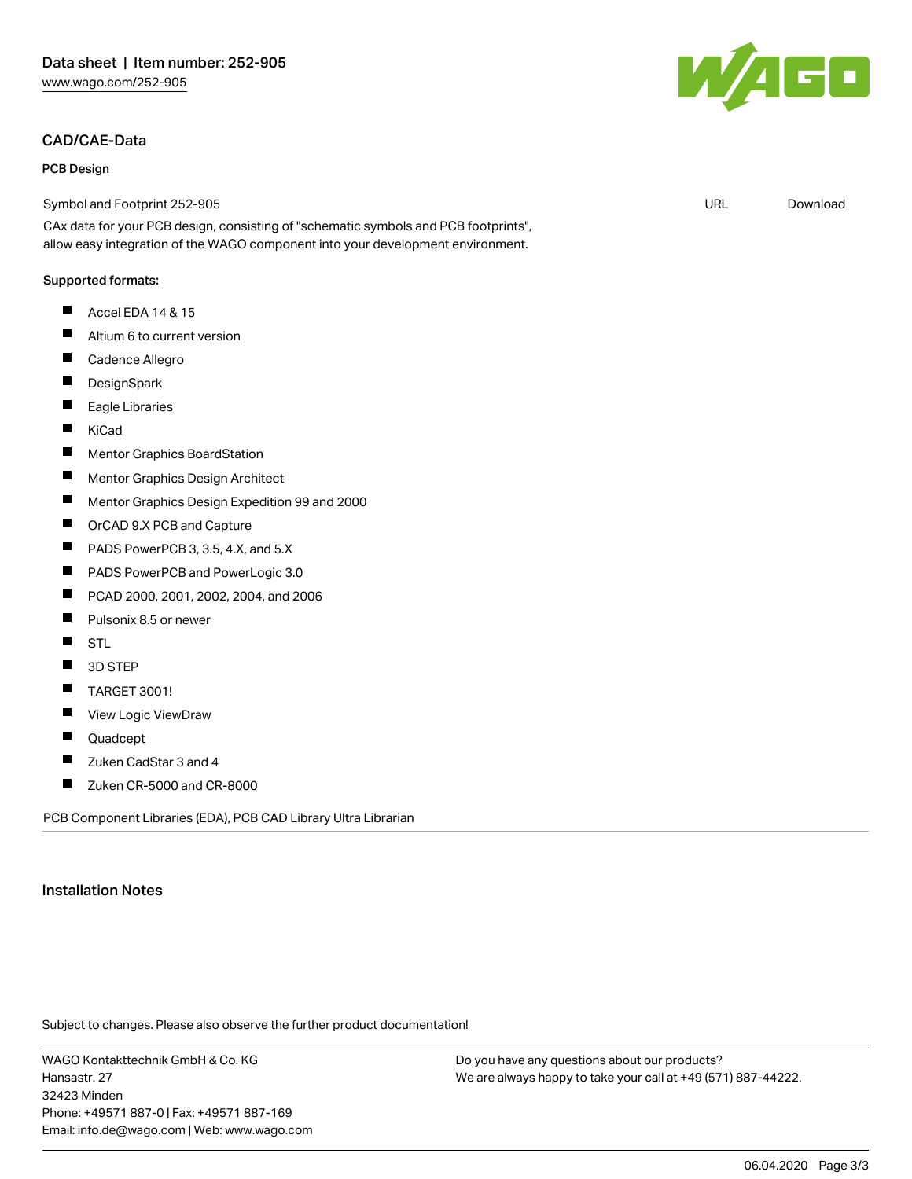## CAD/CAE-Data

### PCB Design

| | | |
|---|---|---|
| Symbol and Footprint 252-905 | URL | Download |

CAx data for your PCB design, consisting of "schematic symbols and PCB footprints", allow easy integration of the WAGO component into your development environment.

Supported formats:

- Accel EDA 14 & 15
- Altium 6 to current version
- Cadence Allegro
- DesignSpark
- Eagle Libraries
- KiCad
- Mentor Graphics BoardStation
- Mentor Graphics Design Architect
- Mentor Graphics Design Expedition 99 and 2000
- OrCAD 9.X PCB and Capture
- PADS PowerPCB 3, 3.5, 4.X, and 5.X
- PADS PowerPCB and PowerLogic 3.0
- PCAD 2000, 2001, 2002, 2004, and 2006
- Pulsonix 8.5 or newer
- STL
- 3D STEP
- TARGET 3001!
- View Logic ViewDraw
- Quadcept
- Zuken CadStar 3 and 4
- Zuken CR-5000 and CR-8000

PCB Component Libraries (EDA), PCB CAD Library Ultra Librarian

## Installation Notes

Subject to changes. Please also observe the further product documentation!

WAGO Kontakttechnik GmbH & Co. KG
Hansastr. 27
32423 Minden
Phone: +49571 887-0 | Fax: +49571 887-169
Email: info.de@wago.com | Web: www.wago.com

Do you have any questions about our products?
We are always happy to take your call at +49 (571) 887-44222.